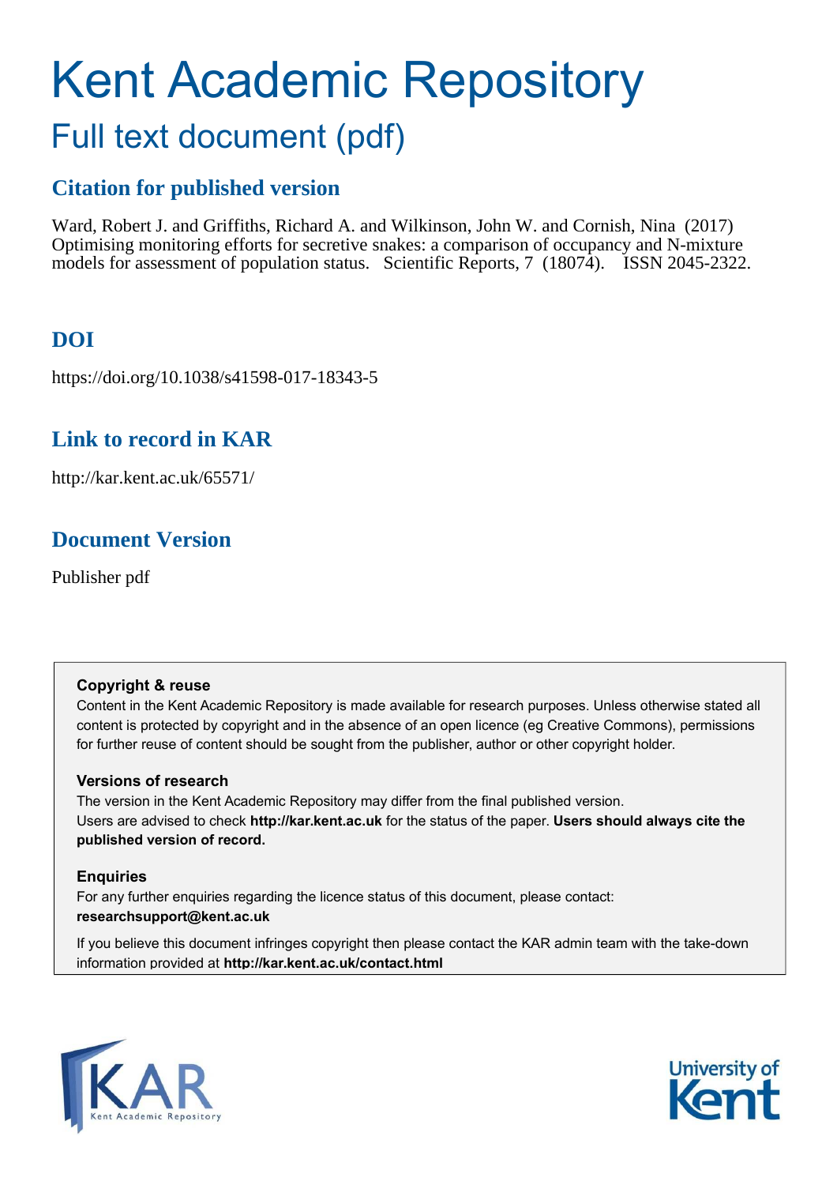# Kent Academic Repository

## Full text document (pdf)

### Citation for published version

Ward, Robert J. and Griffiths, Richard A. and Wilkinson, John W. and Cornish, Nina (2017) Optimising monitoring efforts for secretive snakes: a comparison of occupancy and N-mixture models for assessment of population status. Scientific Reports, 7 (18074). ISSN 2045-2322.

### DOI

https://doi.org/10.1038/s41598-017-18343-5

### Link to record in KAR

http://kar.kent.ac.uk/65571/

### Document Version

Publisher pdf

**Copyright & reuse**

Content in the Kent Academic Repository is made available for research purposes. Unless otherwise stated all content is protected by copyright and in the absence of an open licence (eg Creative Commons), permissions for further reuse of content should be sought from the publisher, author or other copyright holder.

**Versions of research**

The version in the Kent Academic Repository may differ from the final published version. Users are advised to check **http://kar.kent.ac.uk** for the status of the paper. **Users should always cite the published version of record.**

**Enquiries**

For any further enquiries regarding the licence status of this document, please contact: **researchsupport@kent.ac.uk**

If you believe this document infringes copyright then please contact the KAR admin team with the take-down information provided at **http://kar.kent.ac.uk/contact.html**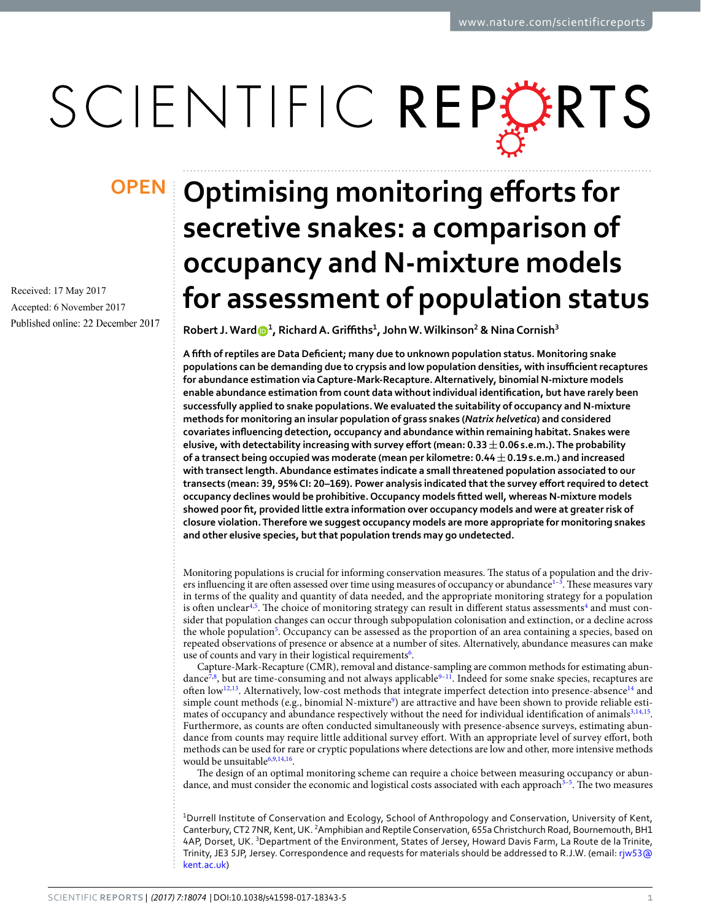# Optimising monitoring efforts for secretive snakes: a comparison of occupancy and N-mixture models for assessment of population status

**OPEN**

Received: 17 May 2017

Accepted: 6 November 2017

Published online: 22 December 2017

**Robert J. Ward[1], Richard A. Griffiths[1], John W. Wilkinson[2] & Nina Cornish[3]**

**A fifth of reptiles are Data Deficient; many due to unknown population status. Monitoring snake populations can be demanding due to crypsis and low population densities, with insufficient recaptures for abundance estimation via Capture-Mark-Recapture. Alternatively, binomial N-mixture models enable abundance estimation from count data without individual identification, but have rarely been successfully applied to snake populations. We evaluated the suitability of occupancy and N-mixture methods for monitoring an insular population of grass snakes (*Natrix helvetica*) and considered covariates influencing detection, occupancy and abundance within remaining habitat. Snakes were elusive, with detectability increasing with survey effort (mean: 0.33 ± 0.06 s.e.m.). The probability of a transect being occupied was moderate (mean per kilometre: 0.44 ± 0.19 s.e.m.) and increased with transect length. Abundance estimates indicate a small threatened population associated to our transects (mean: 39, 95% CI: 20–169). Power analysis indicated that the survey effort required to detect occupancy declines would be prohibitive. Occupancy models fitted well, whereas N-mixture models showed poor fit, provided little extra information over occupancy models and were at greater risk of closure violation. Therefore we suggest occupancy models are more appropriate for monitoring snakes and other elusive species, but that population trends may go undetected.**

Monitoring populations is crucial for informing conservation measures. The status of a population and the drivers influencing it are often assessed over time using measures of occupancy or abundance[1–3]. These measures vary in terms of the quality and quantity of data needed, and the appropriate monitoring strategy for a population is often unclear[4,5]. The choice of monitoring strategy can result in different status assessments[4] and must consider that population changes can occur through subpopulation colonisation and extinction, or a decline across the whole population[5]. Occupancy can be assessed as the proportion of an area containing a species, based on repeated observations of presence or absence at a number of sites. Alternatively, abundance measures can make use of counts and vary in their logistical requirements[6].

Capture-Mark-Recapture (CMR), removal and distance-sampling are common methods for estimating abundance[7,8], but are time-consuming and not always applicable[9–11]. Indeed for some snake species, recaptures are often low[12,13]. Alternatively, low-cost methods that integrate imperfect detection into presence-absence[14] and simple count methods (e.g., binomial N-mixture[9]) are attractive and have been shown to provide reliable estimates of occupancy and abundance respectively without the need for individual identification of animals[3,14,15]. Furthermore, as counts are often conducted simultaneously with presence-absence surveys, estimating abundance from counts may require little additional survey effort. With an appropriate level of survey effort, both methods can be used for rare or cryptic populations where detections are low and other, more intensive methods would be unsuitable[6,9,14,16].

The design of an optimal monitoring scheme can require a choice between measuring occupancy or abundance, and must consider the economic and logistical costs associated with each approach[3–5]. The two measures

[1]Durrell Institute of Conservation and Ecology, School of Anthropology and Conservation, University of Kent, Canterbury, CT2 7NR, Kent, UK. [2]Amphibian and Reptile Conservation, 655a Christchurch Road, Bournemouth, BH1 4AP, Dorset, UK. [3]Department of the Environment, States of Jersey, Howard Davis Farm, La Route de la Trinite, Trinity, JE3 5JP, Jersey. Correspondence and requests for materials should be addressed to R.J.W. (email: rjw53@kent.ac.uk)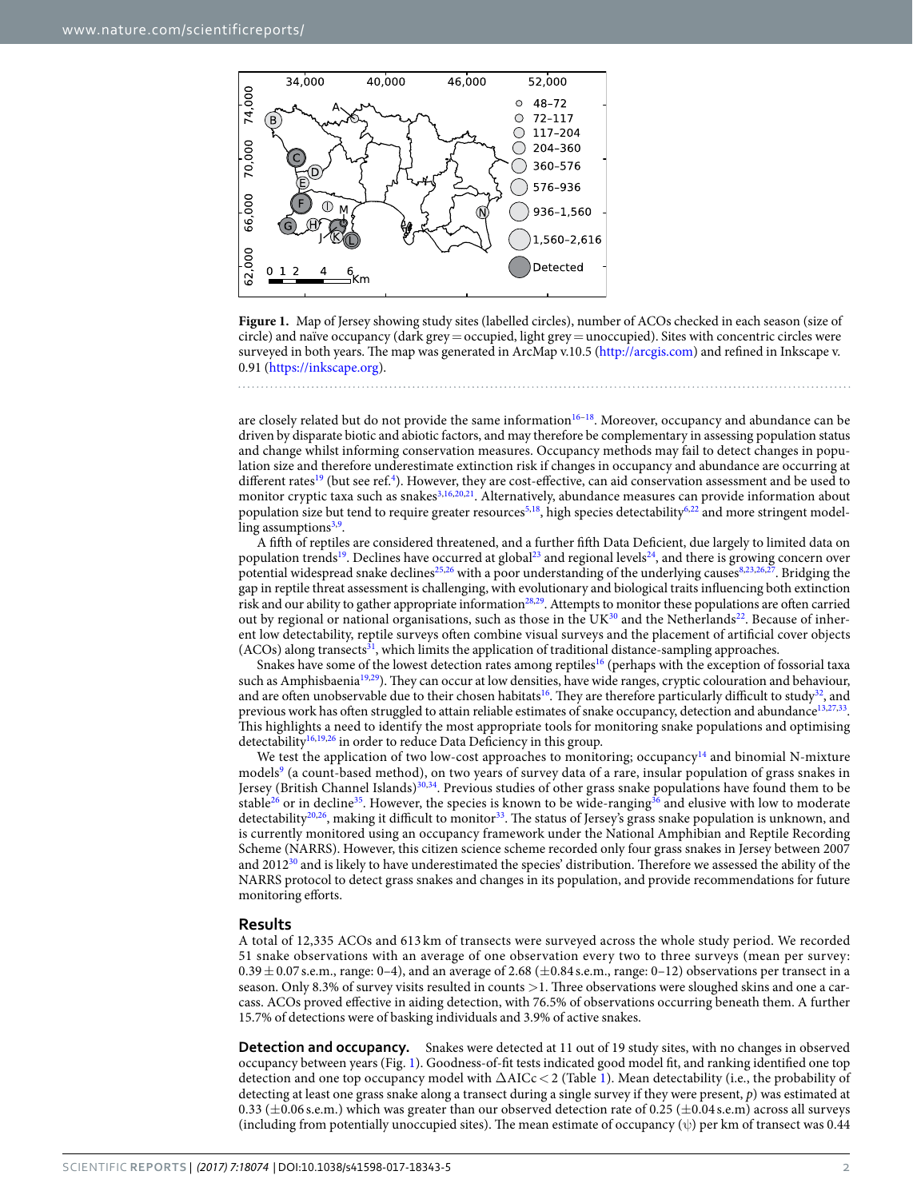34,000
40,000
46,000
52,000
74,000
70,000
66,000
62,000
A
B
C
D
E
F
G
H
I
J
K
L
M
N
0 1 2 4 6 Km
48–72
72–117
117–204
204–360
360–576
576–936
936–1,560
1,560–2,616
Detected

**Figure 1.** Map of Jersey showing study sites (labelled circles), number of ACOs checked in each season (size of circle) and naïve occupancy (dark grey = occupied, light grey = unoccupied). Sites with concentric circles were surveyed in both years. The map was generated in ArcMap v.10.5 (http://arcgis.com) and refined in Inkscape v. 0.91 (https://inkscape.org).

are closely related but do not provide the same information[16–18]. Moreover, occupancy and abundance can be driven by disparate biotic and abiotic factors, and may therefore be complementary in assessing population status and change whilst informing conservation measures. Occupancy methods may fail to detect changes in population size and therefore underestimate extinction risk if changes in occupancy and abundance are occurring at different rates[19] (but see ref.[4]). However, they are cost-effective, can aid conservation assessment and be used to monitor cryptic taxa such as snakes[3,16,20,21]. Alternatively, abundance measures can provide information about population size but tend to require greater resources[5,18], high species detectability[6,22] and more stringent modelling assumptions[3,9].

A fifth of reptiles are considered threatened, and a further fifth Data Deficient, due largely to limited data on population trends[19]. Declines have occurred at global[23] and regional levels[24], and there is growing concern over potential widespread snake declines[25,26] with a poor understanding of the underlying causes[8,23,26,27]. Bridging the gap in reptile threat assessment is challenging, with evolutionary and biological traits influencing both extinction risk and our ability to gather appropriate information[28,29]. Attempts to monitor these populations are often carried out by regional or national organisations, such as those in the UK[30] and the Netherlands[22]. Because of inherent low detectability, reptile surveys often combine visual surveys and the placement of artificial cover objects (ACOs) along transects[31], which limits the application of traditional distance-sampling approaches.

Snakes have some of the lowest detection rates among reptiles[16] (perhaps with the exception of fossorial taxa such as Amphisbaenia[19,29]). They can occur at low densities, have wide ranges, cryptic colouration and behaviour, and are often unobservable due to their chosen habitats[16]. They are therefore particularly difficult to study[32], and previous work has often struggled to attain reliable estimates of snake occupancy, detection and abundance[13,27,33]. This highlights a need to identify the most appropriate tools for monitoring snake populations and optimising detectability[16,19,26] in order to reduce Data Deficiency in this group.

We test the application of two low-cost approaches to monitoring; occupancy[14] and binomial N-mixture models[9] (a count-based method), on two years of survey data of a rare, insular population of grass snakes in Jersey (British Channel Islands)[30,34]. Previous studies of other grass snake populations have found them to be stable[26] or in decline[35]. However, the species is known to be wide-ranging[36] and elusive with low to moderate detectability[20,26], making it difficult to monitor[33]. The status of Jersey's grass snake population is unknown, and is currently monitored using an occupancy framework under the National Amphibian and Reptile Recording Scheme (NARRS). However, this citizen science scheme recorded only four grass snakes in Jersey between 2007 and 2012[30] and is likely to have underestimated the species' distribution. Therefore we assessed the ability of the NARRS protocol to detect grass snakes and changes in its population, and provide recommendations for future monitoring efforts.

## Results

A total of 12,335 ACOs and 613 km of transects were surveyed across the whole study period. We recorded 51 snake observations with an average of one observation every two to three surveys (mean per survey: $0.39 \pm 0.07$ s.e.m., range: 0–4), and an average of 2.68 ($\pm 0.84$ s.e.m., range: 0–12) observations per transect in a season. Only 8.3% of survey visits resulted in counts >1. Three observations were sloughed skins and one a carcass. ACOs proved effective in aiding detection, with 76.5% of observations occurring beneath them. A further 15.7% of detections were of basking individuals and 3.9% of active snakes.

**Detection and occupancy.** Snakes were detected at 11 out of 19 study sites, with no changes in observed occupancy between years (Fig. 1). Goodness-of-fit tests indicated good model fit, and ranking identified one top detection and one top occupancy model with $\Delta AICc < 2$ (Table 1). Mean detectability (i.e., the probability of detecting at least one grass snake along a transect during a single survey if they were present, $p$) was estimated at 0.33 ($\pm 0.06$ s.e.m.) which was greater than our observed detection rate of 0.25 ($\pm 0.04$ s.e.m) across all surveys (including from potentially unoccupied sites). The mean estimate of occupancy ($\psi$) per km of transect was 0.44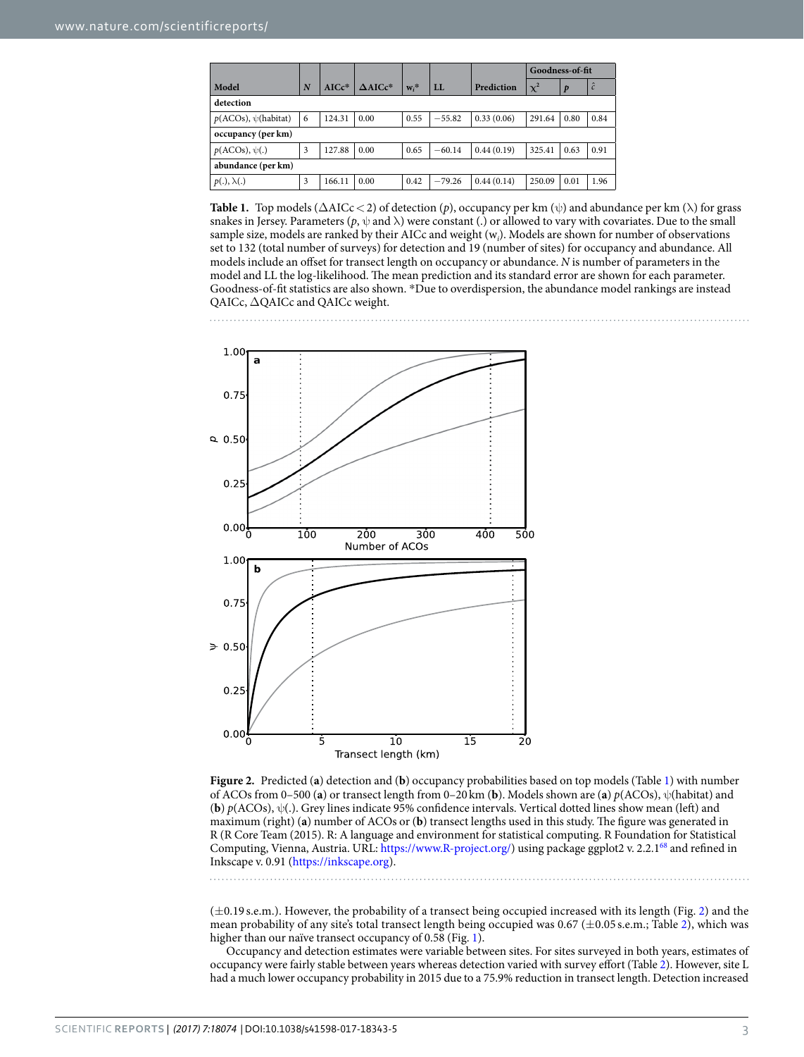| Model | $N$ | AICc* | ΔAICc* | $w_i$* | LL | Prediction | Goodness-of-fit | | |
|---|---|---|---|---|---|---|---|---|---|
| | | | | | | | $\chi^2$ | $p$ | $\hat{c}$ |
| **detection** | | | | | | | | | |
| $p$(ACOs), $\psi$(habitat) | 6 | 124.31 | 0.00 | 0.55 | −55.82 | 0.33 (0.06) | 291.64 | 0.80 | 0.84 |
| **occupancy (per km)** | | | | | | | | | |
| $p$(ACOs), $\psi$(.) | 3 | 127.88 | 0.00 | 0.65 | −60.14 | 0.44 (0.19) | 325.41 | 0.63 | 0.91 |
| **abundance (per km)** | | | | | | | | | |
| $p$(.), $\lambda$(.) | 3 | 166.11 | 0.00 | 0.42 | −79.26 | 0.44 (0.14) | 250.09 | 0.01 | 1.96 |

**Table 1.** Top models (ΔAICc < 2) of detection ($p$), occupancy per km ($\psi$) and abundance per km ($\lambda$) for grass snakes in Jersey. Parameters ($p$, $\psi$ and $\lambda$) were constant (.) or allowed to vary with covariates. Due to the small sample size, models are ranked by their AICc and weight ($w_i$). Models are shown for number of observations set to 132 (total number of surveys) for detection and 19 (number of sites) for occupancy and abundance. All models include an offset for transect length on occupancy or abundance. $N$ is number of parameters in the model and LL the log-likelihood. The mean prediction and its standard error are shown for each parameter. Goodness-of-fit statistics are also shown. *Due to overdispersion, the abundance model rankings are instead QAICc, ΔQAICc and QAICc weight.

a
p
1.00
0.75
0.50
0.25
0.00
0
100
200
300
400
500
Number of ACOs

b
ψ
1.00
0.75
0.50
0.25
0.00
0
5
10
15
20
Transect length (km)

**Figure 2.** Predicted (**a**) detection and (**b**) occupancy probabilities based on top models (Table 1) with number of ACOs from 0–500 (**a**) or transect length from 0–20 km (**b**). Models shown are (**a**) $p$(ACOs), $\psi$(habitat) and (**b**) $p$(ACOs), $\psi$(.). Grey lines indicate 95% confidence intervals. Vertical dotted lines show mean (left) and maximum (right) (**a**) number of ACOs or (**b**) transect lengths used in this study. The figure was generated in R (R Core Team (2015). R: A language and environment for statistical computing. R Foundation for Statistical Computing, Vienna, Austria. URL: https://www.R-project.org/) using package ggplot2 v. 2.2.1[68] and refined in Inkscape v. 0.91 (https://inkscape.org).

(±0.19 s.e.m.). However, the probability of a transect being occupied increased with its length (Fig. 2) and the mean probability of any site's total transect length being occupied was 0.67 (±0.05 s.e.m.; Table 2), which was higher than our naïve transect occupancy of 0.58 (Fig. 1).

Occupancy and detection estimates were variable between sites. For sites surveyed in both years, estimates of occupancy were fairly stable between years whereas detection varied with survey effort (Table 2). However, site L had a much lower occupancy probability in 2015 due to a 75.9% reduction in transect length. Detection increased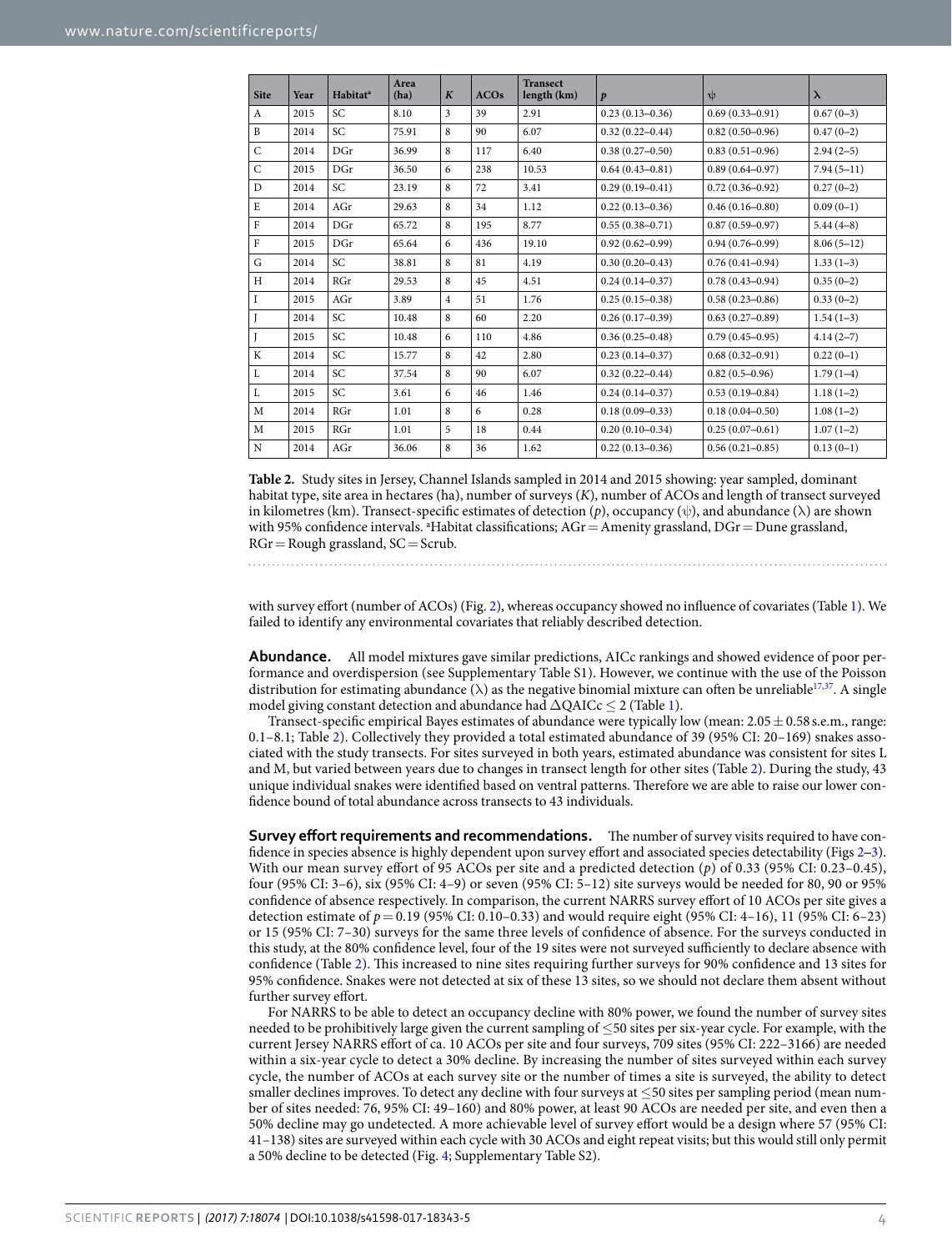| Site | Year | Habitat[a] | Area (ha) | $K$ | ACOs | Transect length (km) | $p$ | ψ | λ |
|---|---|---|---|---|---|---|---|---|---|
| A | 2015 | SC | 8.10 | 3 | 39 | 2.91 | 0.23 (0.13–0.36) | 0.69 (0.33–0.91) | 0.67 (0–3) |
| B | 2014 | SC | 75.91 | 8 | 90 | 6.07 | 0.32 (0.22–0.44) | 0.82 (0.50–0.96) | 0.47 (0–2) |
| C | 2014 | DGr | 36.99 | 8 | 117 | 6.40 | 0.38 (0.27–0.50) | 0.83 (0.51–0.96) | 2.94 (2–5) |
| C | 2015 | DGr | 36.50 | 6 | 238 | 10.53 | 0.64 (0.43–0.81) | 0.89 (0.64–0.97) | 7.94 (5–11) |
| D | 2014 | SC | 23.19 | 8 | 72 | 3.41 | 0.29 (0.19–0.41) | 0.72 (0.36–0.92) | 0.27 (0–2) |
| E | 2014 | AGr | 29.63 | 8 | 34 | 1.12 | 0.22 (0.13–0.36) | 0.46 (0.16–0.80) | 0.09 (0–1) |
| F | 2014 | DGr | 65.72 | 8 | 195 | 8.77 | 0.55 (0.38–0.71) | 0.87 (0.59–0.97) | 5.44 (4–8) |
| F | 2015 | DGr | 65.64 | 6 | 436 | 19.10 | 0.92 (0.62–0.99) | 0.94 (0.76–0.99) | 8.06 (5–12) |
| G | 2014 | SC | 38.81 | 8 | 81 | 4.19 | 0.30 (0.20–0.43) | 0.76 (0.41–0.94) | 1.33 (1–3) |
| H | 2014 | RGr | 29.53 | 8 | 45 | 4.51 | 0.24 (0.14–0.37) | 0.78 (0.43–0.94) | 0.35 (0–2) |
| I | 2015 | AGr | 3.89 | 4 | 51 | 1.76 | 0.25 (0.15–0.38) | 0.58 (0.23–0.86) | 0.33 (0–2) |
| J | 2014 | SC | 10.48 | 8 | 60 | 2.20 | 0.26 (0.17–0.39) | 0.63 (0.27–0.89) | 1.54 (1–3) |
| J | 2015 | SC | 10.48 | 6 | 110 | 4.86 | 0.36 (0.25–0.48) | 0.79 (0.45–0.95) | 4.14 (2–7) |
| K | 2014 | SC | 15.77 | 8 | 42 | 2.80 | 0.23 (0.14–0.37) | 0.68 (0.32–0.91) | 0.22 (0–1) |
| L | 2014 | SC | 37.54 | 8 | 90 | 6.07 | 0.32 (0.22–0.44) | 0.82 (0.5–0.96) | 1.79 (1–4) |
| L | 2015 | SC | 3.61 | 6 | 46 | 1.46 | 0.24 (0.14–0.37) | 0.53 (0.19–0.84) | 1.18 (1–2) |
| M | 2014 | RGr | 1.01 | 8 | 6 | 0.28 | 0.18 (0.09–0.33) | 0.18 (0.04–0.50) | 1.08 (1–2) |
| M | 2015 | RGr | 1.01 | 5 | 18 | 0.44 | 0.20 (0.10–0.34) | 0.25 (0.07–0.61) | 1.07 (1–2) |
| N | 2014 | AGr | 36.06 | 8 | 36 | 1.62 | 0.22 (0.13–0.36) | 0.56 (0.21–0.85) | 0.13 (0–1) |

**Table 2.** Study sites in Jersey, Channel Islands sampled in 2014 and 2015 showing: year sampled, dominant habitat type, site area in hectares (ha), number of surveys ($K$), number of ACOs and length of transect surveyed in kilometres (km). Transect-specific estimates of detection ($p$), occupancy (ψ), and abundance (λ) are shown with 95% confidence intervals. [a]Habitat classifications; AGr = Amenity grassland, DGr = Dune grassland, RGr = Rough grassland, SC = Scrub.

with survey effort (number of ACOs) (Fig. 2), whereas occupancy showed no influence of covariates (Table 1). We failed to identify any environmental covariates that reliably described detection.

**Abundance.** All model mixtures gave similar predictions, AICc rankings and showed evidence of poor performance and overdispersion (see Supplementary Table S1). However, we continue with the use of the Poisson distribution for estimating abundance (λ) as the negative binomial mixture can often be unreliable[17,37]. A single model giving constant detection and abundance had ΔQAICc ≤ 2 (Table 1).

Transect-specific empirical Bayes estimates of abundance were typically low (mean: 2.05 ± 0.58 s.e.m., range: 0.1–8.1; Table 2). Collectively they provided a total estimated abundance of 39 (95% CI: 20–169) snakes associated with the study transects. For sites surveyed in both years, estimated abundance was consistent for sites L and M, but varied between years due to changes in transect length for other sites (Table 2). During the study, 43 unique individual snakes were identified based on ventral patterns. Therefore we are able to raise our lower confidence bound of total abundance across transects to 43 individuals.

**Survey effort requirements and recommendations.** The number of survey visits required to have confidence in species absence is highly dependent upon survey effort and associated species detectability (Figs 2–3). With our mean survey effort of 95 ACOs per site and a predicted detection ($p$) of 0.33 (95% CI: 0.23–0.45), four (95% CI: 3–6), six (95% CI: 4–9) or seven (95% CI: 5–12) site surveys would be needed for 80, 90 or 95% confidence of absence respectively. In comparison, the current NARRS survey effort of 10 ACOs per site gives a detection estimate of $p = 0.19$ (95% CI: 0.10–0.33) and would require eight (95% CI: 4–16), 11 (95% CI: 6–23) or 15 (95% CI: 7–30) surveys for the same three levels of confidence of absence. For the surveys conducted in this study, at the 80% confidence level, four of the 19 sites were not surveyed sufficiently to declare absence with confidence (Table 2). This increased to nine sites requiring further surveys for 90% confidence and 13 sites for 95% confidence. Snakes were not detected at six of these 13 sites, so we should not declare them absent without further survey effort.

For NARRS to be able to detect an occupancy decline with 80% power, we found the number of survey sites needed to be prohibitively large given the current sampling of ≤50 sites per six-year cycle. For example, with the current Jersey NARRS effort of ca. 10 ACOs per site and four surveys, 709 sites (95% CI: 222–3166) are needed within a six-year cycle to detect a 30% decline. By increasing the number of sites surveyed within each survey cycle, the number of ACOs at each survey site or the number of times a site is surveyed, the ability to detect smaller declines improves. To detect any decline with four surveys at ≤50 sites per sampling period (mean number of sites needed: 76, 95% CI: 49–160) and 80% power, at least 90 ACOs are needed per site, and even then a 50% decline may go undetected. A more achievable level of survey effort would be a design where 57 (95% CI: 41–138) sites are surveyed within each cycle with 30 ACOs and eight repeat visits; but this would still only permit a 50% decline to be detected (Fig. 4; Supplementary Table S2).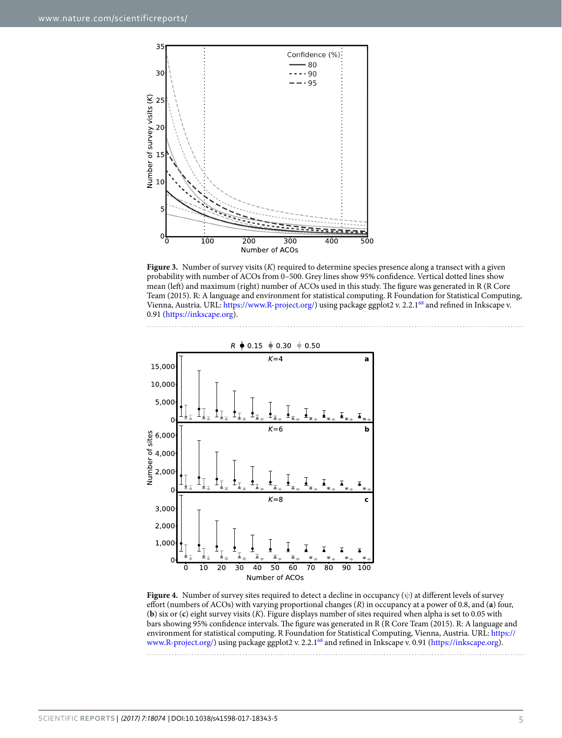Confidence (%)
80
90
95

Number of survey visits (K)

Number of ACOs

0 100 200 300 400 500

0 5 10 15 20 25 30 35

**Figure 3.** Number of survey visits ($K$) required to determine species presence along a transect with a given probability with number of ACOs from 0–500. Grey lines show 95% confidence. Vertical dotted lines show mean (left) and maximum (right) number of ACOs used in this study. The figure was generated in R (R Core Team (2015). R: A language and environment for statistical computing. R Foundation for Statistical Computing, Vienna, Austria. URL: https://www.R-project.org/) using package ggplot2 v. 2.2.1[68] and refined in Inkscape v. 0.91 (https://inkscape.org).

R 0.15 0.30 0.50

K=4 a

K=6 b

K=8 c

Number of sites

Number of ACOs

0 10 20 30 40 50 60 70 80 90 100

**Figure 4.** Number of survey sites required to detect a decline in occupancy ($\psi$) at different levels of survey effort (numbers of ACOs) with varying proportional changes ($R$) in occupancy at a power of 0.8, and (**a**) four, (**b**) six or (**c**) eight survey visits ($K$). Figure displays number of sites required when alpha is set to 0.05 with bars showing 95% confidence intervals. The figure was generated in R (R Core Team (2015). R: A language and environment for statistical computing. R Foundation for Statistical Computing, Vienna, Austria. URL: https://www.R-project.org/) using package ggplot2 v. 2.2.1[68] and refined in Inkscape v. 0.91 (https://inkscape.org).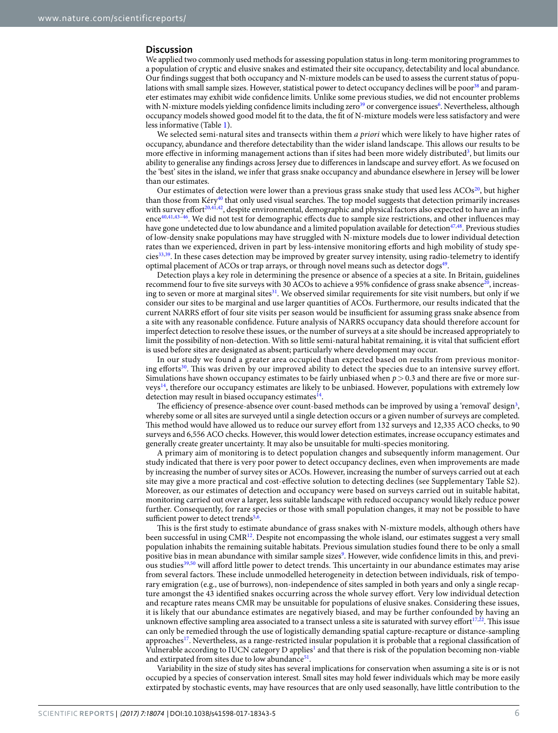## Discussion

We applied two commonly used methods for assessing population status in long-term monitoring programmes to a population of cryptic and elusive snakes and estimated their site occupancy, detectability and local abundance. Our findings suggest that both occupancy and N-mixture models can be used to assess the current status of populations with small sample sizes. However, statistical power to detect occupancy declines will be poor[38] and parameter estimates may exhibit wide confidence limits. Unlike some previous studies, we did not encounter problems with N-mixture models yielding confidence limits including zero[39] or convergence issues[6]. Nevertheless, although occupancy models showed good model fit to the data, the fit of N-mixture models were less satisfactory and were less informative (Table 1).

We selected semi-natural sites and transects within them *a priori* which were likely to have higher rates of occupancy, abundance and therefore detectability than the wider island landscape. This allows our results to be more effective in informing management actions than if sites had been more widely distributed[3], but limits our ability to generalise any findings across Jersey due to differences in landscape and survey effort. As we focused on the 'best' sites in the island, we infer that grass snake occupancy and abundance elsewhere in Jersey will be lower than our estimates.

Our estimates of detection were lower than a previous grass snake study that used less ACOs[20], but higher than those from Kéry[40] that only used visual searches. The top model suggests that detection primarily increases with survey effort[20,41,42], despite environmental, demographic and physical factors also expected to have an influence[40,41,43–46]. We did not test for demographic effects due to sample size restrictions, and other influences may have gone undetected due to low abundance and a limited population available for detection[47,48]. Previous studies of low-density snake populations may have struggled with N-mixture models due to lower individual detection rates than we experienced, driven in part by less-intensive monitoring efforts and high mobility of study species[33,39]. In these cases detection may be improved by greater survey intensity, using radio-telemetry to identify optimal placement of ACOs or trap arrays, or through novel means such as detector dogs[49].

Detection plays a key role in determining the presence or absence of a species at a site. In Britain, guidelines recommend four to five site surveys with 30 ACOs to achieve a 95% confidence of grass snake absence[20], increasing to seven or more at marginal sites[31]. We observed similar requirements for site visit numbers, but only if we consider our sites to be marginal and use larger quantities of ACOs. Furthermore, our results indicated that the current NARRS effort of four site visits per season would be insufficient for assuming grass snake absence from a site with any reasonable confidence. Future analysis of NARRS occupancy data should therefore account for imperfect detection to resolve these issues, or the number of surveys at a site should be increased appropriately to limit the possibility of non-detection. With so little semi-natural habitat remaining, it is vital that sufficient effort is used before sites are designated as absent; particularly where development may occur.

In our study we found a greater area occupied than expected based on results from previous monitoring efforts[30]. This was driven by our improved ability to detect the species due to an intensive survey effort. Simulations have shown occupancy estimates to be fairly unbiased when $p > 0.3$ and there are five or more surveys[14], therefore our occupancy estimates are likely to be unbiased. However, populations with extremely low detection may result in biased occupancy estimates[14].

The efficiency of presence-absence over count-based methods can be improved by using a 'removal' design[3], whereby some or all sites are surveyed until a single detection occurs or a given number of surveys are completed. This method would have allowed us to reduce our survey effort from 132 surveys and 12,335 ACO checks, to 90 surveys and 6,556 ACO checks. However, this would lower detection estimates, increase occupancy estimates and generally create greater uncertainty. It may also be unsuitable for multi-species monitoring.

A primary aim of monitoring is to detect population changes and subsequently inform management. Our study indicated that there is very poor power to detect occupancy declines, even when improvements are made by increasing the number of survey sites or ACOs. However, increasing the number of surveys carried out at each site may give a more practical and cost-effective solution to detecting declines (see Supplementary Table S2). Moreover, as our estimates of detection and occupancy were based on surveys carried out in suitable habitat, monitoring carried out over a larger, less suitable landscape with reduced occupancy would likely reduce power further. Consequently, for rare species or those with small population changes, it may not be possible to have sufficient power to detect trends[5,6].

This is the first study to estimate abundance of grass snakes with N-mixture models, although others have been successful in using CMR[12]. Despite not encompassing the whole island, our estimates suggest a very small population inhabits the remaining suitable habitats. Previous simulation studies found there to be only a small positive bias in mean abundance with similar sample sizes[9]. However, wide confidence limits in this, and previous studies[39,50] will afford little power to detect trends. This uncertainty in our abundance estimates may arise from several factors. These include unmodelled heterogeneity in detection between individuals, risk of temporary emigration (e.g., use of burrows), non-independence of sites sampled in both years and only a single recapture amongst the 43 identified snakes occurring across the whole survey effort. Very low individual detection and recapture rates means CMR may be unsuitable for populations of elusive snakes. Considering these issues, it is likely that our abundance estimates are negatively biased, and may be further confounded by having an unknown effective sampling area associated to a transect unless a site is saturated with survey effort[17,22]. This issue can only be remedied through the use of logistically demanding spatial capture-recapture or distance-sampling approaches[17]. Nevertheless, as a range-restricted insular population it is probable that a regional classification of Vulnerable according to IUCN category D applies[1] and that there is risk of the population becoming non-viable and extirpated from sites due to low abundance[51].

Variability in the size of study sites has several implications for conservation when assuming a site is or is not occupied by a species of conservation interest. Small sites may hold fewer individuals which may be more easily extirpated by stochastic events, may have resources that are only used seasonally, have little contribution to the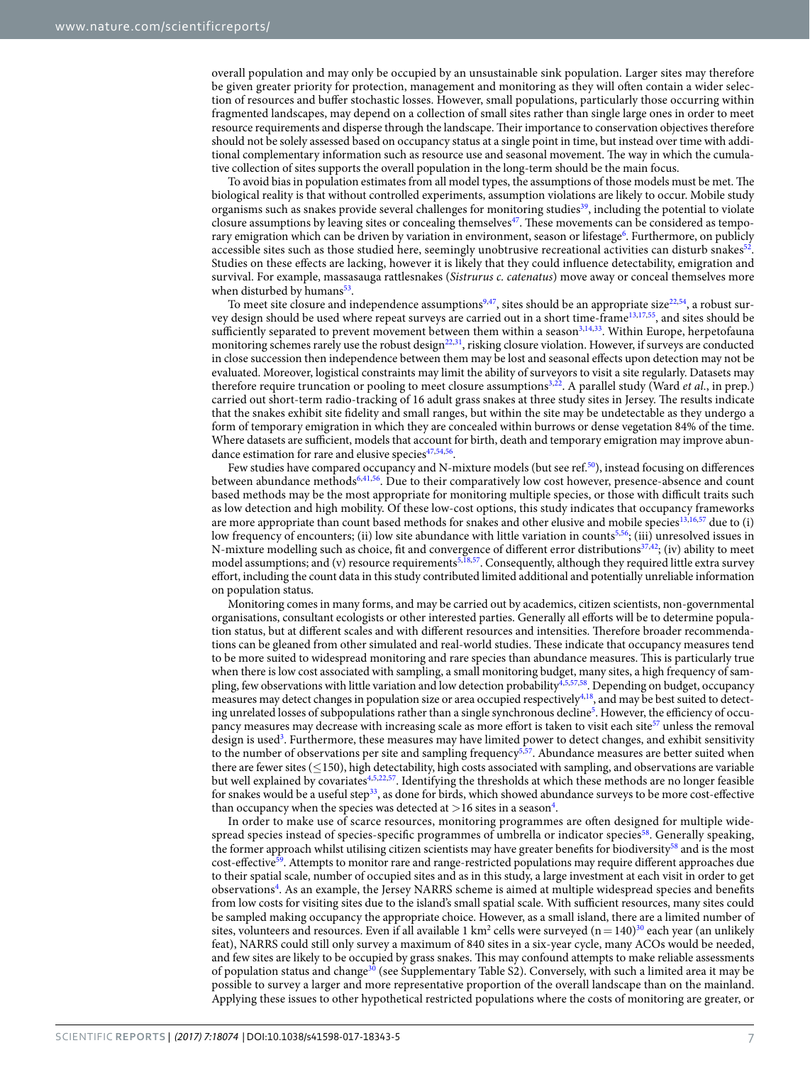overall population and may only be occupied by an unsustainable sink population. Larger sites may therefore be given greater priority for protection, management and monitoring as they will often contain a wider selection of resources and buffer stochastic losses. However, small populations, particularly those occurring within fragmented landscapes, may depend on a collection of small sites rather than single large ones in order to meet resource requirements and disperse through the landscape. Their importance to conservation objectives therefore should not be solely assessed based on occupancy status at a single point in time, but instead over time with additional complementary information such as resource use and seasonal movement. The way in which the cumulative collection of sites supports the overall population in the long-term should be the main focus.

To avoid bias in population estimates from all model types, the assumptions of those models must be met. The biological reality is that without controlled experiments, assumption violations are likely to occur. Mobile study organisms such as snakes provide several challenges for monitoring studies[39], including the potential to violate closure assumptions by leaving sites or concealing themselves[47]. These movements can be considered as temporary emigration which can be driven by variation in environment, season or lifestage[6]. Furthermore, on publicly accessible sites such as those studied here, seemingly unobtrusive recreational activities can disturb snakes[52]. Studies on these effects are lacking, however it is likely that they could influence detectability, emigration and survival. For example, massasauga rattlesnakes (*Sistrurus c. catenatus*) move away or conceal themselves more when disturbed by humans[53].

To meet site closure and independence assumptions[9,47], sites should be an appropriate size[22,54], a robust survey design should be used where repeat surveys are carried out in a short time-frame[13,17,55], and sites should be sufficiently separated to prevent movement between them within a season[3,14,33]. Within Europe, herpetofauna monitoring schemes rarely use the robust design[22,31], risking closure violation. However, if surveys are conducted in close succession then independence between them may be lost and seasonal effects upon detection may not be evaluated. Moreover, logistical constraints may limit the ability of surveyors to visit a site regularly. Datasets may therefore require truncation or pooling to meet closure assumptions[3,22]. A parallel study (Ward *et al*., in prep.) carried out short-term radio-tracking of 16 adult grass snakes at three study sites in Jersey. The results indicate that the snakes exhibit site fidelity and small ranges, but within the site may be undetectable as they undergo a form of temporary emigration in which they are concealed within burrows or dense vegetation 84% of the time. Where datasets are sufficient, models that account for birth, death and temporary emigration may improve abundance estimation for rare and elusive species[47,54,56].

Few studies have compared occupancy and N-mixture models (but see ref.[50]), instead focusing on differences between abundance methods[6,41,56]. Due to their comparatively low cost however, presence-absence and count based methods may be the most appropriate for monitoring multiple species, or those with difficult traits such as low detection and high mobility. Of these low-cost options, this study indicates that occupancy frameworks are more appropriate than count based methods for snakes and other elusive and mobile species[13,16,57] due to (i) low frequency of encounters; (ii) low site abundance with little variation in counts[5,56]; (iii) unresolved issues in N-mixture modelling such as choice, fit and convergence of different error distributions[37,42]; (iv) ability to meet model assumptions; and (v) resource requirements[5,18,57]. Consequently, although they required little extra survey effort, including the count data in this study contributed limited additional and potentially unreliable information on population status.

Monitoring comes in many forms, and may be carried out by academics, citizen scientists, non-governmental organisations, consultant ecologists or other interested parties. Generally all efforts will be to determine population status, but at different scales and with different resources and intensities. Therefore broader recommendations can be gleaned from other simulated and real-world studies. These indicate that occupancy measures tend to be more suited to widespread monitoring and rare species than abundance measures. This is particularly true when there is low cost associated with sampling, a small monitoring budget, many sites, a high frequency of sampling, few observations with little variation and low detection probability[4,5,57,58]. Depending on budget, occupancy measures may detect changes in population size or area occupied respectively[4,18], and may be best suited to detecting unrelated losses of subpopulations rather than a single synchronous decline[5]. However, the efficiency of occupancy measures may decrease with increasing scale as more effort is taken to visit each site[57] unless the removal design is used[3]. Furthermore, these measures may have limited power to detect changes, and exhibit sensitivity to the number of observations per site and sampling frequency[5,57]. Abundance measures are better suited when there are fewer sites ($\leq$150), high detectability, high costs associated with sampling, and observations are variable but well explained by covariates[4,5,22,57]. Identifying the thresholds at which these methods are no longer feasible for snakes would be a useful step[33], as done for birds, which showed abundance surveys to be more cost-effective than occupancy when the species was detected at >16 sites in a season[4].

In order to make use of scarce resources, monitoring programmes are often designed for multiple widespread species instead of species-specific programmes of umbrella or indicator species[58]. Generally speaking, the former approach whilst utilising citizen scientists may have greater benefits for biodiversity[58] and is the most cost-effective[59]. Attempts to monitor rare and range-restricted populations may require different approaches due to their spatial scale, number of occupied sites and as in this study, a large investment at each visit in order to get observations[4]. As an example, the Jersey NARRS scheme is aimed at multiple widespread species and benefits from low costs for visiting sites due to the island's small spatial scale. With sufficient resources, many sites could be sampled making occupancy the appropriate choice. However, as a small island, there are a limited number of sites, volunteers and resources. Even if all available 1 $km^2$ cells were surveyed (n = 140)[30] each year (an unlikely feat), NARRS could still only survey a maximum of 840 sites in a six-year cycle, many ACOs would be needed, and few sites are likely to be occupied by grass snakes. This may confound attempts to make reliable assessments of population status and change[30] (see Supplementary Table S2). Conversely, with such a limited area it may be possible to survey a larger and more representative proportion of the overall landscape than on the mainland. Applying these issues to other hypothetical restricted populations where the costs of monitoring are greater, or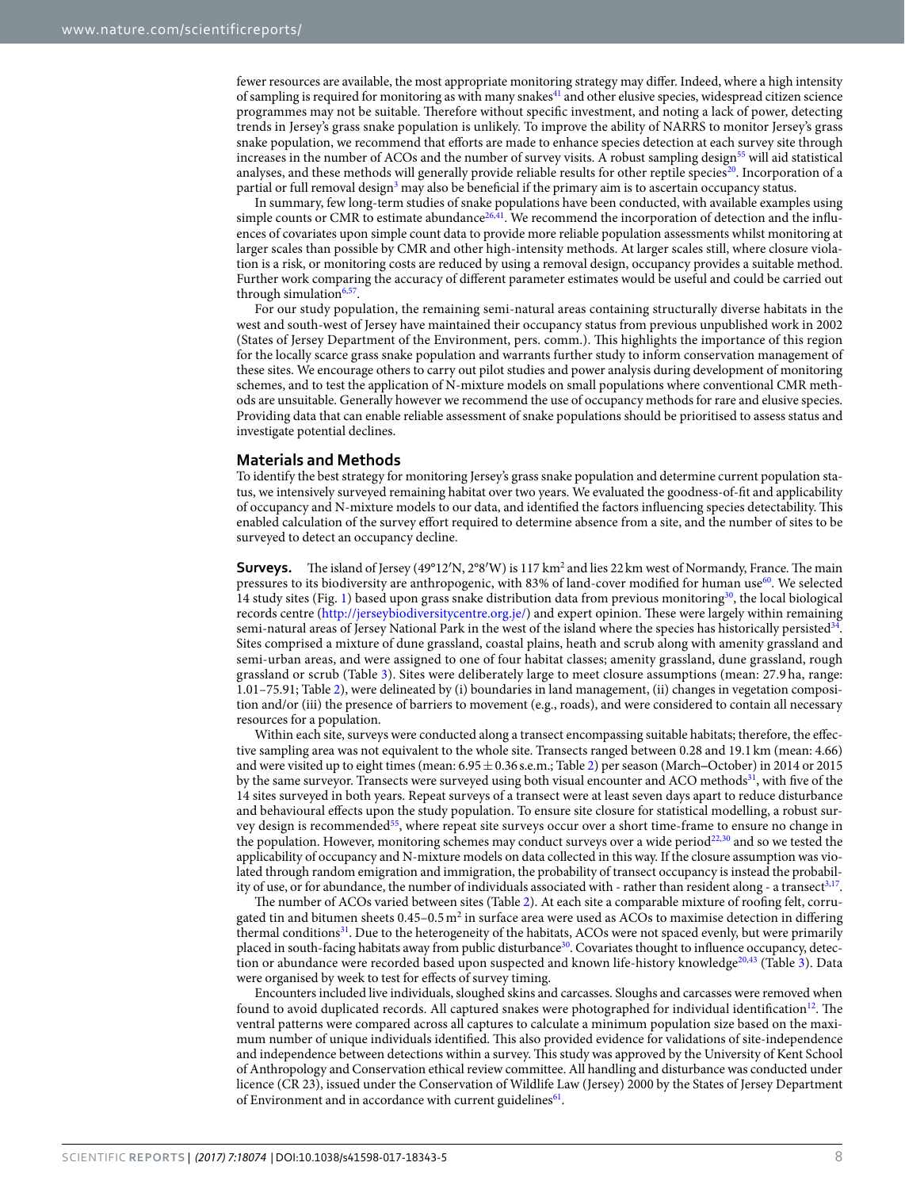fewer resources are available, the most appropriate monitoring strategy may differ. Indeed, where a high intensity of sampling is required for monitoring as with many snakes[41] and other elusive species, widespread citizen science programmes may not be suitable. Therefore without specific investment, and noting a lack of power, detecting trends in Jersey's grass snake population is unlikely. To improve the ability of NARRS to monitor Jersey's grass snake population, we recommend that efforts are made to enhance species detection at each survey site through increases in the number of ACOs and the number of survey visits. A robust sampling design[55] will aid statistical analyses, and these methods will generally provide reliable results for other reptile species[20]. Incorporation of a partial or full removal design[3] may also be beneficial if the primary aim is to ascertain occupancy status.

In summary, few long-term studies of snake populations have been conducted, with available examples using simple counts or CMR to estimate abundance[26,41]. We recommend the incorporation of detection and the influences of covariates upon simple count data to provide more reliable population assessments whilst monitoring at larger scales than possible by CMR and other high-intensity methods. At larger scales still, where closure violation is a risk, or monitoring costs are reduced by using a removal design, occupancy provides a suitable method. Further work comparing the accuracy of different parameter estimates would be useful and could be carried out through simulation[6,57].

For our study population, the remaining semi-natural areas containing structurally diverse habitats in the west and south-west of Jersey have maintained their occupancy status from previous unpublished work in 2002 (States of Jersey Department of the Environment, pers. comm.). This highlights the importance of this region for the locally scarce grass snake population and warrants further study to inform conservation management of these sites. We encourage others to carry out pilot studies and power analysis during development of monitoring schemes, and to test the application of N-mixture models on small populations where conventional CMR methods are unsuitable. Generally however we recommend the use of occupancy methods for rare and elusive species. Providing data that can enable reliable assessment of snake populations should be prioritised to assess status and investigate potential declines.

## Materials and Methods

To identify the best strategy for monitoring Jersey's grass snake population and determine current population status, we intensively surveyed remaining habitat over two years. We evaluated the goodness-of-fit and applicability of occupancy and N-mixture models to our data, and identified the factors influencing species detectability. This enabled calculation of the survey effort required to determine absence from a site, and the number of sites to be surveyed to detect an occupancy decline.

**Surveys.** The island of Jersey (49°12′N, 2°8′W) is 117 km$^2$ and lies 22 km west of Normandy, France. The main pressures to its biodiversity are anthropogenic, with 83% of land-cover modified for human use[60]. We selected 14 study sites (Fig. 1) based upon grass snake distribution data from previous monitoring[30], the local biological records centre (http://jerseybiodiversitycentre.org.je/) and expert opinion. These were largely within remaining semi-natural areas of Jersey National Park in the west of the island where the species has historically persisted[34]. Sites comprised a mixture of dune grassland, coastal plains, heath and scrub along with amenity grassland and semi-urban areas, and were assigned to one of four habitat classes; amenity grassland, dune grassland, rough grassland or scrub (Table 3). Sites were deliberately large to meet closure assumptions (mean: 27.9 ha, range: 1.01–75.91; Table 2), were delineated by (i) boundaries in land management, (ii) changes in vegetation composition and/or (iii) the presence of barriers to movement (e.g., roads), and were considered to contain all necessary resources for a population.

Within each site, surveys were conducted along a transect encompassing suitable habitats; therefore, the effective sampling area was not equivalent to the whole site. Transects ranged between 0.28 and 19.1 km (mean: 4.66) and were visited up to eight times (mean: 6.95 ± 0.36 s.e.m.; Table 2) per season (March–October) in 2014 or 2015 by the same surveyor. Transects were surveyed using both visual encounter and ACO methods[31], with five of the 14 sites surveyed in both years. Repeat surveys of a transect were at least seven days apart to reduce disturbance and behavioural effects upon the study population. To ensure site closure for statistical modelling, a robust survey design is recommended[55], where repeat site surveys occur over a short time-frame to ensure no change in the population. However, monitoring schemes may conduct surveys over a wide period[22,30] and so we tested the applicability of occupancy and N-mixture models on data collected in this way. If the closure assumption was violated through random emigration and immigration, the probability of transect occupancy is instead the probability of use, or for abundance, the number of individuals associated with - rather than resident along - a transect[3,17].

The number of ACOs varied between sites (Table 2). At each site a comparable mixture of roofing felt, corrugated tin and bitumen sheets 0.45–0.5 m$^2$ in surface area were used as ACOs to maximise detection in differing thermal conditions[31]. Due to the heterogeneity of the habitats, ACOs were not spaced evenly, but were primarily placed in south-facing habitats away from public disturbance[30]. Covariates thought to influence occupancy, detection or abundance were recorded based upon suspected and known life-history knowledge[20,43] (Table 3). Data were organised by week to test for effects of survey timing.

Encounters included live individuals, sloughed skins and carcasses. Sloughs and carcasses were removed when found to avoid duplicated records. All captured snakes were photographed for individual identification[12]. The ventral patterns were compared across all captures to calculate a minimum population size based on the maximum number of unique individuals identified. This also provided evidence for validations of site-independence and independence between detections within a survey. This study was approved by the University of Kent School of Anthropology and Conservation ethical review committee. All handling and disturbance was conducted under licence (CR 23), issued under the Conservation of Wildlife Law (Jersey) 2000 by the States of Jersey Department of Environment and in accordance with current guidelines[61].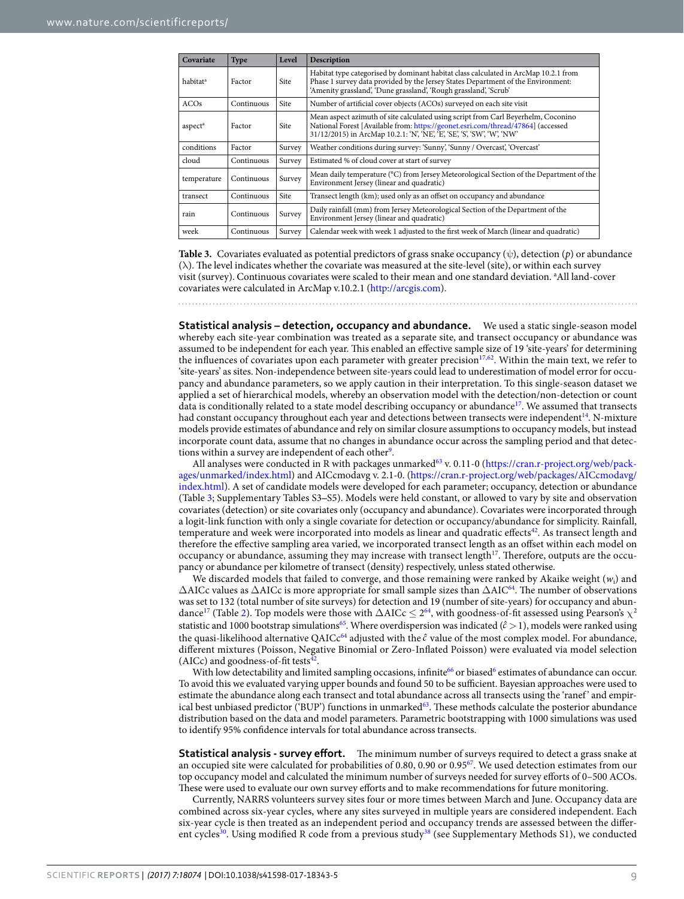| Covariate | Type | Level | Description |
|---|---|---|---|
| habitat[a] | Factor | Site | Habitat type categorised by dominant habitat class calculated in ArcMap 10.2.1 from Phase 1 survey data provided by the Jersey States Department of the Environment: 'Amenity grassland', 'Dune grassland', 'Rough grassland', 'Scrub' |
| ACOs | Continuous | Site | Number of artificial cover objects (ACOs) surveyed on each site visit |
| aspect[a] | Factor | Site | Mean aspect azimuth of site calculated using script from Carl Beyerhelm, Coconino National Forest [Available from: https://geonet.esri.com/thread/47864] (accessed 31/12/2015) in ArcMap 10.2.1: 'N', 'NE', 'E', 'SE', 'S', 'SW', 'W', 'NW' |
| conditions | Factor | Survey | Weather conditions during survey: 'Sunny', 'Sunny / Overcast', 'Overcast' |
| cloud | Continuous | Survey | Estimated % of cloud cover at start of survey |
| temperature | Continuous | Survey | Mean daily temperature (°C) from Jersey Meteorological Section of the Department of the Environment Jersey (linear and quadratic) |
| transect | Continuous | Site | Transect length (km); used only as an offset on occupancy and abundance |
| rain | Continuous | Survey | Daily rainfall (mm) from Jersey Meteorological Section of the Department of the Environment Jersey (linear and quadratic) |
| week | Continuous | Survey | Calendar week with week 1 adjusted to the first week of March (linear and quadratic) |

**Table 3.** Covariates evaluated as potential predictors of grass snake occupancy ($\psi$), detection ($p$) or abundance ($\lambda$). The level indicates whether the covariate was measured at the site-level (site), or within each survey visit (survey). Continuous covariates were scaled to their mean and one standard deviation. [a]All land-cover covariates were calculated in ArcMap v.10.2.1 (http://arcgis.com).

**Statistical analysis – detection, occupancy and abundance.** We used a static single-season model whereby each site-year combination was treated as a separate site, and transect occupancy or abundance was assumed to be independent for each year. This enabled an effective sample size of 19 'site-years' for determining the influences of covariates upon each parameter with greater precision[17,62]. Within the main text, we refer to 'site-years' as sites. Non-independence between site-years could lead to underestimation of model error for occupancy and abundance parameters, so we apply caution in their interpretation. To this single-season dataset we applied a set of hierarchical models, whereby an observation model with the detection/non-detection or count data is conditionally related to a state model describing occupancy or abundance[17]. We assumed that transects had constant occupancy throughout each year and detections between transects were independent[14]. N-mixture models provide estimates of abundance and rely on similar closure assumptions to occupancy models, but instead incorporate count data, assume that no changes in abundance occur across the sampling period and that detections within a survey are independent of each other[9].

All analyses were conducted in R with packages unmarked[63] v. 0.11-0 (https://cran.r-project.org/web/packages/unmarked/index.html) and AICcmodavg v. 2.1-0. (https://cran.r-project.org/web/packages/AICcmodavg/index.html). A set of candidate models were developed for each parameter; occupancy, detection or abundance (Table 3; Supplementary Tables S3–S5). Models were held constant, or allowed to vary by site and observation covariates (detection) or site covariates only (occupancy and abundance). Covariates were incorporated through a logit-link function with only a single covariate for detection or occupancy/abundance for simplicity. Rainfall, temperature and week were incorporated into models as linear and quadratic effects[42]. As transect length and therefore the effective sampling area varied, we incorporated transect length as an offset within each model on occupancy or abundance, assuming they may increase with transect length[17]. Therefore, outputs are the occupancy or abundance per kilometre of transect (density) respectively, unless stated otherwise.

We discarded models that failed to converge, and those remaining were ranked by Akaike weight ($w_i$) and $\Delta$AICc values as $\Delta$AICc is more appropriate for small sample sizes than $\Delta$AIC[64]. The number of observations was set to 132 (total number of site surveys) for detection and 19 (number of site-years) for occupancy and abundance[17] (Table 2). Top models were those with $\Delta\text{AICc} \leq 2$[64], with goodness-of-fit assessed using Pearson's $\chi^2$ statistic and 1000 bootstrap simulations[65]. Where overdispersion was indicated ($\hat{c} > 1$), models were ranked using the quasi-likelihood alternative QAICc[64] adjusted with the $\hat{c}$ value of the most complex model. For abundance, different mixtures (Poisson, Negative Binomial or Zero-Inflated Poisson) were evaluated via model selection (AICc) and goodness-of-fit tests[42].

With low detectability and limited sampling occasions, infinite[66] or biased[6] estimates of abundance can occur. To avoid this we evaluated varying upper bounds and found 50 to be sufficient. Bayesian approaches were used to estimate the abundance along each transect and total abundance across all transects using the 'ranef' and empirical best unbiased predictor ('BUP') functions in unmarked[63]. These methods calculate the posterior abundance distribution based on the data and model parameters. Parametric bootstrapping with 1000 simulations was used to identify 95% confidence intervals for total abundance across transects.

**Statistical analysis - survey effort.** The minimum number of surveys required to detect a grass snake at an occupied site were calculated for probabilities of 0.80, 0.90 or 0.95[67]. We used detection estimates from our top occupancy model and calculated the minimum number of surveys needed for survey efforts of 0–500 ACOs. These were used to evaluate our own survey efforts and to make recommendations for future monitoring.

Currently, NARRS volunteers survey sites four or more times between March and June. Occupancy data are combined across six-year cycles, where any sites surveyed in multiple years are considered independent. Each six-year cycle is then treated as an independent period and occupancy trends are assessed between the different cycles[30]. Using modified R code from a previous study[38] (see Supplementary Methods S1), we conducted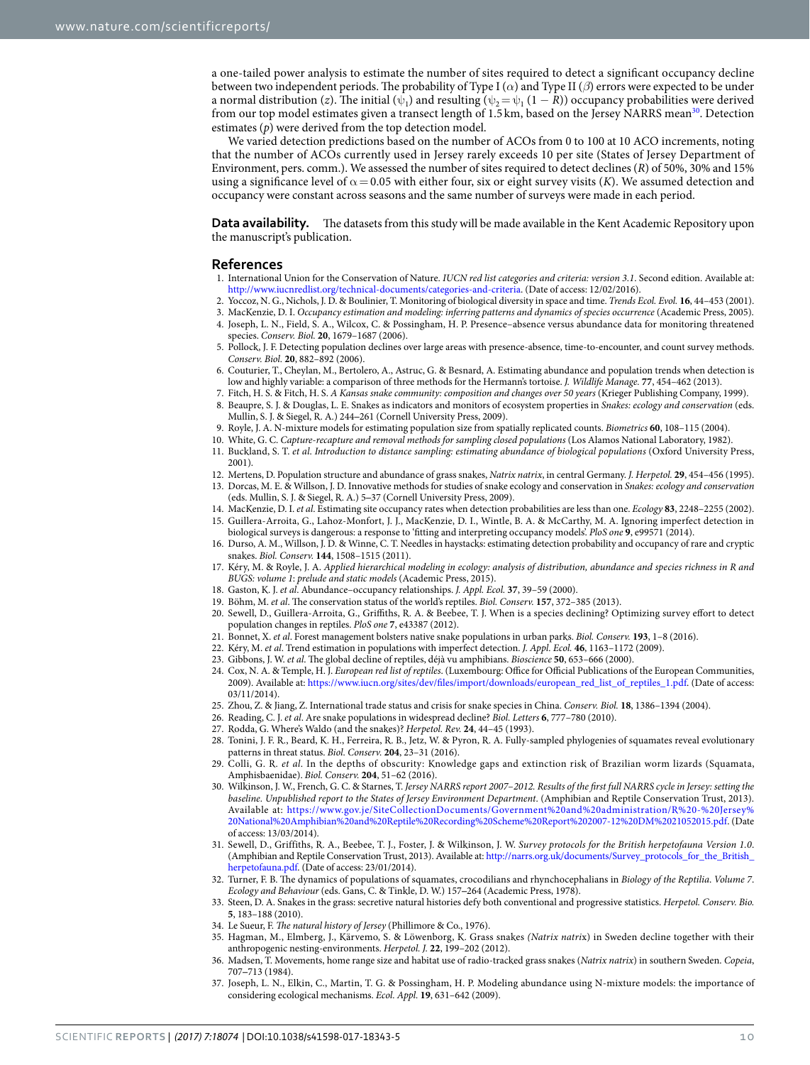a one-tailed power analysis to estimate the number of sites required to detect a significant occupancy decline between two independent periods. The probability of Type I ($\alpha$) and Type II ($\beta$) errors were expected to be under a normal distribution ($z$). The initial ($\psi_1$) and resulting ($\psi_2 = \psi_1 (1 - R)$) occupancy probabilities were derived from our top model estimates given a transect length of 1.5 km, based on the Jersey NARRS mean[30]. Detection estimates ($p$) were derived from the top detection model.

We varied detection predictions based on the number of ACOs from 0 to 100 at 10 ACO increments, noting that the number of ACOs currently used in Jersey rarely exceeds 10 per site (States of Jersey Department of Environment, pers. comm.). We assessed the number of sites required to detect declines ($R$) of 50%, 30% and 15% using a significance level of $\alpha = 0.05$ with either four, six or eight survey visits ($K$). We assumed detection and occupancy were constant across seasons and the same number of surveys were made in each period.

**Data availability.** The datasets from this study will be made available in the Kent Academic Repository upon the manuscript's publication.

## References

1. International Union for the Conservation of Nature. *IUCN red list categories and criteria: version 3.1*. Second edition. Available at: http://www.iucnredlist.org/technical-documents/categories-and-criteria. (Date of access: 12/02/2016).
2. Yoccoz, N. G., Nichols, J. D. & Boulinier, T. Monitoring of biological diversity in space and time. *Trends Ecol. Evol.* **16**, 44–453 (2001).
3. MacKenzie, D. I. *Occupancy estimation and modeling: inferring patterns and dynamics of species occurrence* (Academic Press, 2005).
4. Joseph, L. N., Field, S. A., Wilcox, C. & Possingham, H. P. Presence–absence versus abundance data for monitoring threatened species. *Conserv. Biol.* **20**, 1679–1687 (2006).
5. Pollock, J. F. Detecting population declines over large areas with presence-absence, time-to-encounter, and count survey methods. *Conserv. Biol.* **20**, 882–892 (2006).
6. Couturier, T., Cheylan, M., Bertolero, A., Astruc, G. & Besnard, A. Estimating abundance and population trends when detection is low and highly variable: a comparison of three methods for the Hermann's tortoise. *J. Wildlife Manage.* **77**, 454–462 (2013).
7. Fitch, H. S. & Fitch, H. S. *A Kansas snake community: composition and changes over 50 years* (Krieger Publishing Company, 1999).
8. Beaupre, S. J. & Douglas, L. E. Snakes as indicators and monitors of ecosystem properties in *Snakes: ecology and conservation* (eds. Mullin, S. J. & Siegel, R. A.) 244–261 (Cornell University Press, 2009).
9. Royle, J. A. N-mixture models for estimating population size from spatially replicated counts. *Biometrics* **60**, 108–115 (2004).
10. White, G. C. *Capture-recapture and removal methods for sampling closed populations* (Los Alamos National Laboratory, 1982).
11. Buckland, S. T. *et al. Introduction to distance sampling: estimating abundance of biological populations* (Oxford University Press, 2001).
12. Mertens, D. Population structure and abundance of grass snakes, *Natrix natrix*, in central Germany. *J. Herpetol.* **29**, 454–456 (1995).
13. Dorcas, M. E. & Willson, J. D. Innovative methods for studies of snake ecology and conservation in *Snakes: ecology and conservation* (eds. Mullin, S. J. & Siegel, R. A.) 5–37 (Cornell University Press, 2009).
14. MacKenzie, D. I. *et al*. Estimating site occupancy rates when detection probabilities are less than one. *Ecology* **83**, 2248–2255 (2002).
15. Guillera-Arroita, G., Lahoz-Monfort, J. J., MacKenzie, D. I., Wintle, B. A. & McCarthy, M. A. Ignoring imperfect detection in biological surveys is dangerous: a response to 'fitting and interpreting occupancy models'. *PloS one* **9**, e99571 (2014).
16. Durso, A. M., Willson, J. D. & Winne, C. T. Needles in haystacks: estimating detection probability and occupancy of rare and cryptic snakes. *Biol. Conserv.* **144**, 1508–1515 (2011).
17. Kéry, M. & Royle, J. A. *Applied hierarchical modeling in ecology: analysis of distribution, abundance and species richness in R and BUGS: volume 1: prelude and static models* (Academic Press, 2015).
18. Gaston, K. J. *et al*. Abundance–occupancy relationships. *J. Appl. Ecol.* **37**, 39–59 (2000).
19. Böhm, M. *et al*. The conservation status of the world's reptiles. *Biol. Conserv.* **157**, 372–385 (2013).
20. Sewell, D., Guillera-Arroita, G., Griffiths, R. A. & Beebee, T. J. When is a species declining? Optimizing survey effort to detect population changes in reptiles. *PloS one* **7**, e43387 (2012).
21. Bonnet, X. *et al*. Forest management bolsters native snake populations in urban parks. *Biol. Conserv.* **193**, 1–8 (2016).
22. Kéry, M. *et al*. Trend estimation in populations with imperfect detection. *J. Appl. Ecol.* **46**, 1163–1172 (2009).
23. Gibbons, J. W. *et al*. The global decline of reptiles, déjà vu amphibians. *Bioscience* **50**, 653–666 (2000).
24. Cox, N. A. & Temple, H. J. *European red list of reptiles*. (Luxembourg: Office for Official Publications of the European Communities, 2009). Available at: https://www.iucn.org/sites/dev/files/import/downloads/european_red_list_of_reptiles_1.pdf. (Date of access: 03/11/2014).
25. Zhou, Z. & Jiang, Z. International trade status and crisis for snake species in China. *Conserv. Biol.* **18**, 1386–1394 (2004).
26. Reading, C. J. *et al*. Are snake populations in widespread decline? *Biol. Letters* **6**, 777–780 (2010).
27. Rodda, G. Where's Waldo (and the snakes)? *Herpetol. Rev.* **24**, 44–45 (1993).
28. Tonini, J. F. R., Beard, K. H., Ferreira, R. B., Jetz, W. & Pyron, R. A. Fully-sampled phylogenies of squamates reveal evolutionary patterns in threat status. *Biol. Conserv.* **204**, 23–31 (2016).
29. Colli, G. R. *et al*. In the depths of obscurity: Knowledge gaps and extinction risk of Brazilian worm lizards (Squamata, Amphisbaenidae). *Biol. Conserv.* **204**, 51–62 (2016).
30. Wilkinson, J. W., French, G. C. & Starnes, T. *Jersey NARRS report 2007–2012. Results of the first full NARRS cycle in Jersey: setting the baseline. Unpublished report to the States of Jersey Environment Department*. (Amphibian and Reptile Conservation Trust, 2013). Available at: https://www.gov.je/SiteCollectionDocuments/Government%20and%20administration/R%20-%20Jersey%20National%20Amphibian%20and%20Reptile%20Recording%20Scheme%20Report%202007-12%20DM%2021052015.pdf. (Date of access: 13/03/2014).
31. Sewell, D., Griffiths, R. A., Beebee, T. J., Foster, J. & Wilkinson, J. W. *Survey protocols for the British herpetofauna Version 1.0*. (Amphibian and Reptile Conservation Trust, 2013). Available at: http://narrs.org.uk/documents/Survey_protocols_for_the_British_herpetofauna.pdf. (Date of access: 23/01/2014).
32. Turner, F. B. The dynamics of populations of squamates, crocodilians and rhynchocephalians in *Biology of the Reptilia. Volume 7. Ecology and Behaviour* (eds. Gans, C. & Tinkle, D. W.) 157–264 (Academic Press, 1978).
33. Steen, D. A. Snakes in the grass: secretive natural histories defy both conventional and progressive statistics. *Herpetol. Conserv. Bio.* **5**, 183–188 (2010).
34. Le Sueur, F. *The natural history of Jersey* (Phillimore & Co., 1976).
35. Hagman, M., Elmberg, J., Kärvemo, S. & Löwenborg, K. Grass snakes *(Natrix natrix)* in Sweden decline together with their anthropogenic nesting-environments. *Herpetol. J.* **22**, 199–202 (2012).
36. Madsen, T. Movements, home range size and habitat use of radio-tracked grass snakes (*Natrix natrix*) in southern Sweden. *Copeia*, 707–713 (1984).
37. Joseph, L. N., Elkin, C., Martin, T. G. & Possingham, H. P. Modeling abundance using N-mixture models: the importance of considering ecological mechanisms. *Ecol. Appl.* **19**, 631–642 (2009).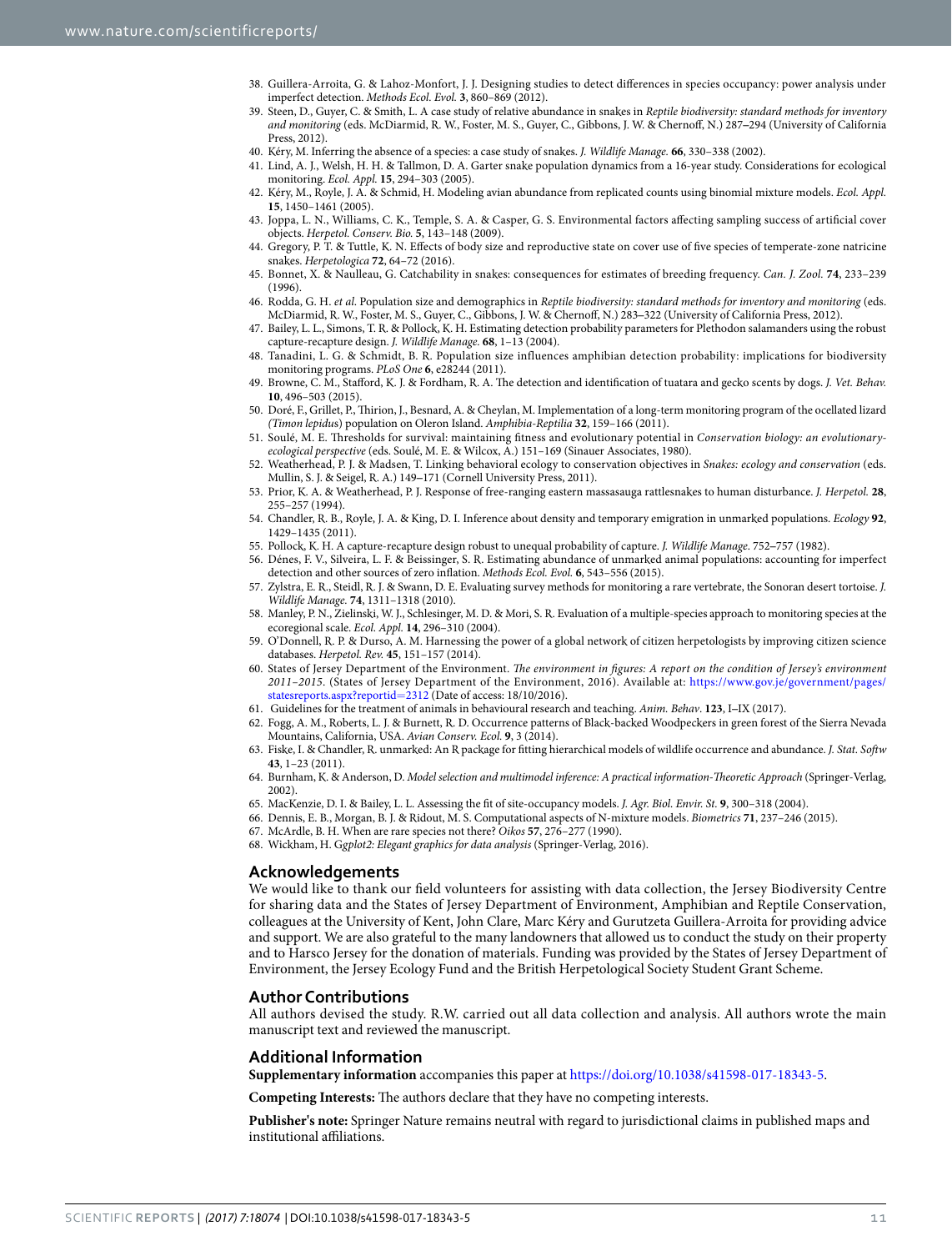38. Guillera-Arroita, G. & Lahoz-Monfort, J. J. Designing studies to detect differences in species occupancy: power analysis under imperfect detection. *Methods Ecol. Evol.* **3**, 860–869 (2012).
39. Steen, D., Guyer, C. & Smith, L. A case study of relative abundance in snakes in *Reptile biodiversity: standard methods for inventory and monitoring* (eds. McDiarmid, R. W., Foster, M. S., Guyer, C., Gibbons, J. W. & Chernoff, N.) 287–294 (University of California Press, 2012).
40. Kéry, M. Inferring the absence of a species: a case study of snakes. *J. Wildlife Manage.* **66**, 330–338 (2002).
41. Lind, A. J., Welsh, H. H. & Tallmon, D. A. Garter snake population dynamics from a 16-year study. Considerations for ecological monitoring. *Ecol. Appl.* **15**, 294–303 (2005).
42. Kéry, M., Royle, J. A. & Schmid, H. Modeling avian abundance from replicated counts using binomial mixture models. *Ecol. Appl.* **15**, 1450–1461 (2005).
43. Joppa, L. N., Williams, C. K., Temple, S. A. & Casper, G. S. Environmental factors affecting sampling success of artificial cover objects. *Herpetol. Conserv. Bio.* **5**, 143–148 (2009).
44. Gregory, P. T. & Tuttle, K. N. Effects of body size and reproductive state on cover use of five species of temperate-zone natricine snakes. *Herpetologica* **72**, 64–72 (2016).
45. Bonnet, X. & Naulleau, G. Catchability in snakes: consequences for estimates of breeding frequency. *Can. J. Zool.* **74**, 233–239 (1996).
46. Rodda, G. H. *et al.* Population size and demographics in *Reptile biodiversity: standard methods for inventory and monitoring* (eds. McDiarmid, R. W., Foster, M. S., Guyer, C., Gibbons, J. W. & Chernoff, N.) 283–322 (University of California Press, 2012).
47. Bailey, L. L., Simons, T. R. & Pollock, K. H. Estimating detection probability parameters for Plethodon salamanders using the robust capture-recapture design. *J. Wildlife Manage.* **68**, 1–13 (2004).
48. Tanadini, L. G. & Schmidt, B. R. Population size influences amphibian detection probability: implications for biodiversity monitoring programs. *PLoS One* **6**, e28244 (2011).
49. Browne, C. M., Stafford, K. J. & Fordham, R. A. The detection and identification of tuatara and gecko scents by dogs. *J. Vet. Behav.* **10**, 496–503 (2015).
50. Doré, F., Grillet, P., Thirion, J., Besnard, A. & Cheylan, M. Implementation of a long-term monitoring program of the ocellated lizard *(Timon lepidus*) population on Oleron Island. *Amphibia-Reptilia* **32**, 159–166 (2011).
51. Soulé, M. E. Thresholds for survival: maintaining fitness and evolutionary potential in *Conservation biology: an evolutionary-ecological perspective* (eds. Soulé, M. E. & Wilcox, A.) 151–169 (Sinauer Associates, 1980).
52. Weatherhead, P. J. & Madsen, T. Linking behavioral ecology to conservation objectives in *Snakes: ecology and conservation* (eds. Mullin, S. J. & Seigel, R. A.) 149–171 (Cornell University Press, 2011).
53. Prior, K. A. & Weatherhead, P. J. Response of free-ranging eastern massasauga rattlesnakes to human disturbance. *J. Herpetol.* **28**, 255–257 (1994).
54. Chandler, R. B., Royle, J. A. & King, D. I. Inference about density and temporary emigration in unmarked populations. *Ecology* **92**, 1429–1435 (2011).
55. Pollock, K. H. A capture-recapture design robust to unequal probability of capture. *J. Wildlife Manage.* 752–757 (1982).
56. Dénes, F. V., Silveira, L. F. & Beissinger, S. R. Estimating abundance of unmarked animal populations: accounting for imperfect detection and other sources of zero inflation. *Methods Ecol. Evol.* **6**, 543–556 (2015).
57. Zylstra, E. R., Steidl, R. J. & Swann, D. E. Evaluating survey methods for monitoring a rare vertebrate, the Sonoran desert tortoise. *J. Wildlife Manage.* **74**, 1311–1318 (2010).
58. Manley, P. N., Zielinski, W. J., Schlesinger, M. D. & Mori, S. R. Evaluation of a multiple-species approach to monitoring species at the ecoregional scale. *Ecol. Appl.* **14**, 296–310 (2004).
59. O'Donnell, R. P. & Durso, A. M. Harnessing the power of a global network of citizen herpetologists by improving citizen science databases. *Herpetol. Rev.* **45**, 151–157 (2014).
60. States of Jersey Department of the Environment. *The environment in figures: A report on the condition of Jersey's environment 2011–2015*. (States of Jersey Department of the Environment, 2016). Available at: https://www.gov.je/government/pages/statesreports.aspx?reportid=2312 (Date of access: 18/10/2016).
61. Guidelines for the treatment of animals in behavioural research and teaching. *Anim. Behav*. **123**, I–IX (2017).
62. Fogg, A. M., Roberts, L. J. & Burnett, R. D. Occurrence patterns of Black-backed Woodpeckers in green forest of the Sierra Nevada Mountains, California, USA. *Avian Conserv. Ecol.* **9**, 3 (2014).
63. Fiske, I. & Chandler, R. unmarked: An R package for fitting hierarchical models of wildlife occurrence and abundance. *J. Stat. Softw* **43**, 1–23 (2011).
64. Burnham, K. & Anderson, D. *Model selection and multimodel inference: A practical information-Theoretic Approach* (Springer-Verlag, 2002).
65. MacKenzie, D. I. & Bailey, L. L. Assessing the fit of site-occupancy models. *J. Agr. Biol. Envir. St.* **9**, 300–318 (2004).
66. Dennis, E. B., Morgan, B. J. & Ridout, M. S. Computational aspects of N-mixture models. *Biometrics* **71**, 237–246 (2015).
67. McArdle, B. H. When are rare species not there? *Oikos* **57**, 276–277 (1990).
68. Wickham, H. G*gplot2: Elegant graphics for data analysis* (Springer-Verlag, 2016).

## Acknowledgements

We would like to thank our field volunteers for assisting with data collection, the Jersey Biodiversity Centre for sharing data and the States of Jersey Department of Environment, Amphibian and Reptile Conservation, colleagues at the University of Kent, John Clare, Marc Kéry and Gurutzeta Guillera-Arroita for providing advice and support. We are also grateful to the many landowners that allowed us to conduct the study on their property and to Harsco Jersey for the donation of materials. Funding was provided by the States of Jersey Department of Environment, the Jersey Ecology Fund and the British Herpetological Society Student Grant Scheme.

## Author Contributions

All authors devised the study. R.W. carried out all data collection and analysis. All authors wrote the main manuscript text and reviewed the manuscript.

## Additional Information

**Supplementary information** accompanies this paper at https://doi.org/10.1038/s41598-017-18343-5.

**Competing Interests:** The authors declare that they have no competing interests.

**Publisher's note:** Springer Nature remains neutral with regard to jurisdictional claims in published maps and institutional affiliations.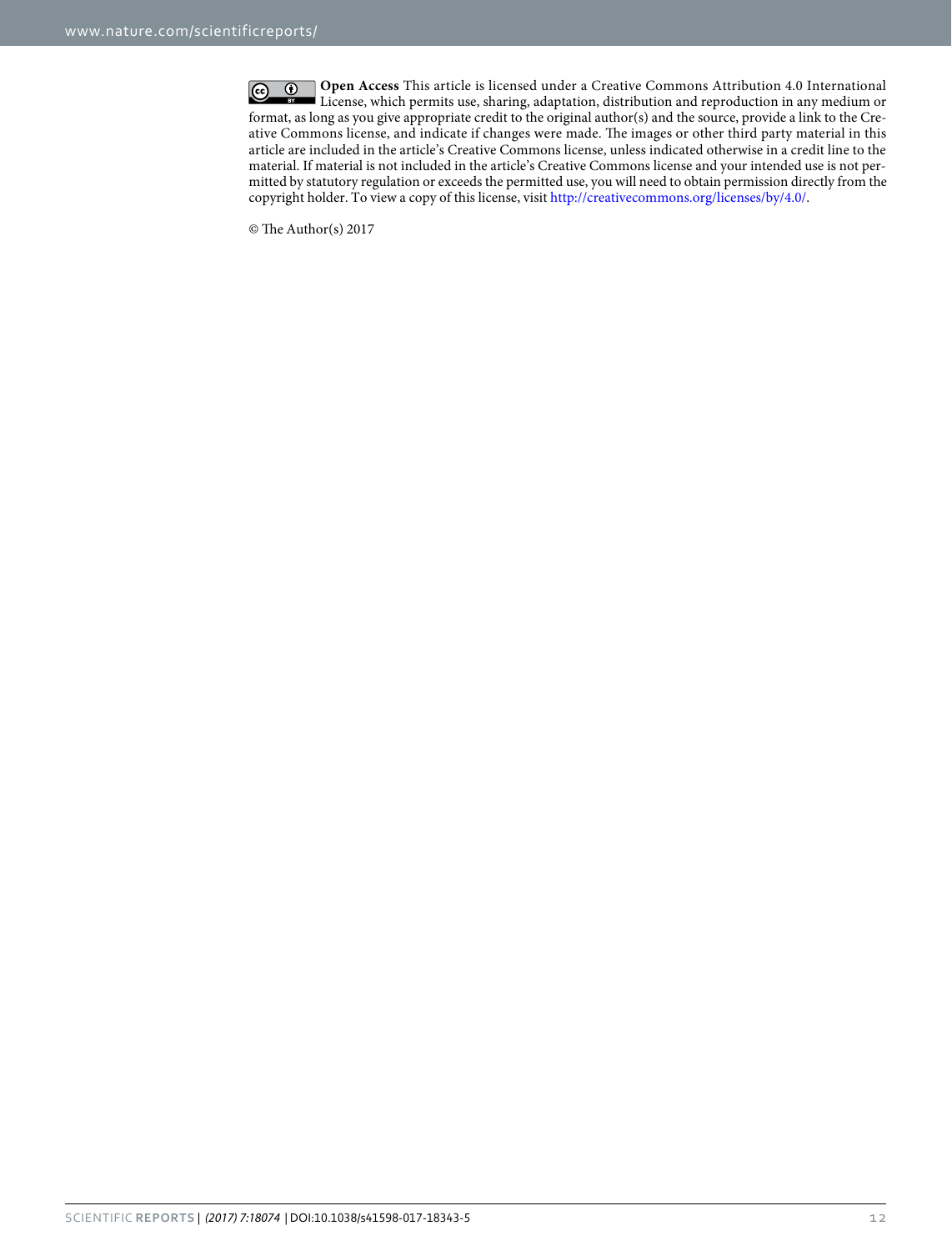**Open Access** This article is licensed under a Creative Commons Attribution 4.0 International License, which permits use, sharing, adaptation, distribution and reproduction in any medium or format, as long as you give appropriate credit to the original author(s) and the source, provide a link to the Creative Commons license, and indicate if changes were made. The images or other third party material in this article are included in the article's Creative Commons license, unless indicated otherwise in a credit line to the material. If material is not included in the article's Creative Commons license and your intended use is not permitted by statutory regulation or exceeds the permitted use, you will need to obtain permission directly from the copyright holder. To view a copy of this license, visit http://creativecommons.org/licenses/by/4.0/.

© The Author(s) 2017